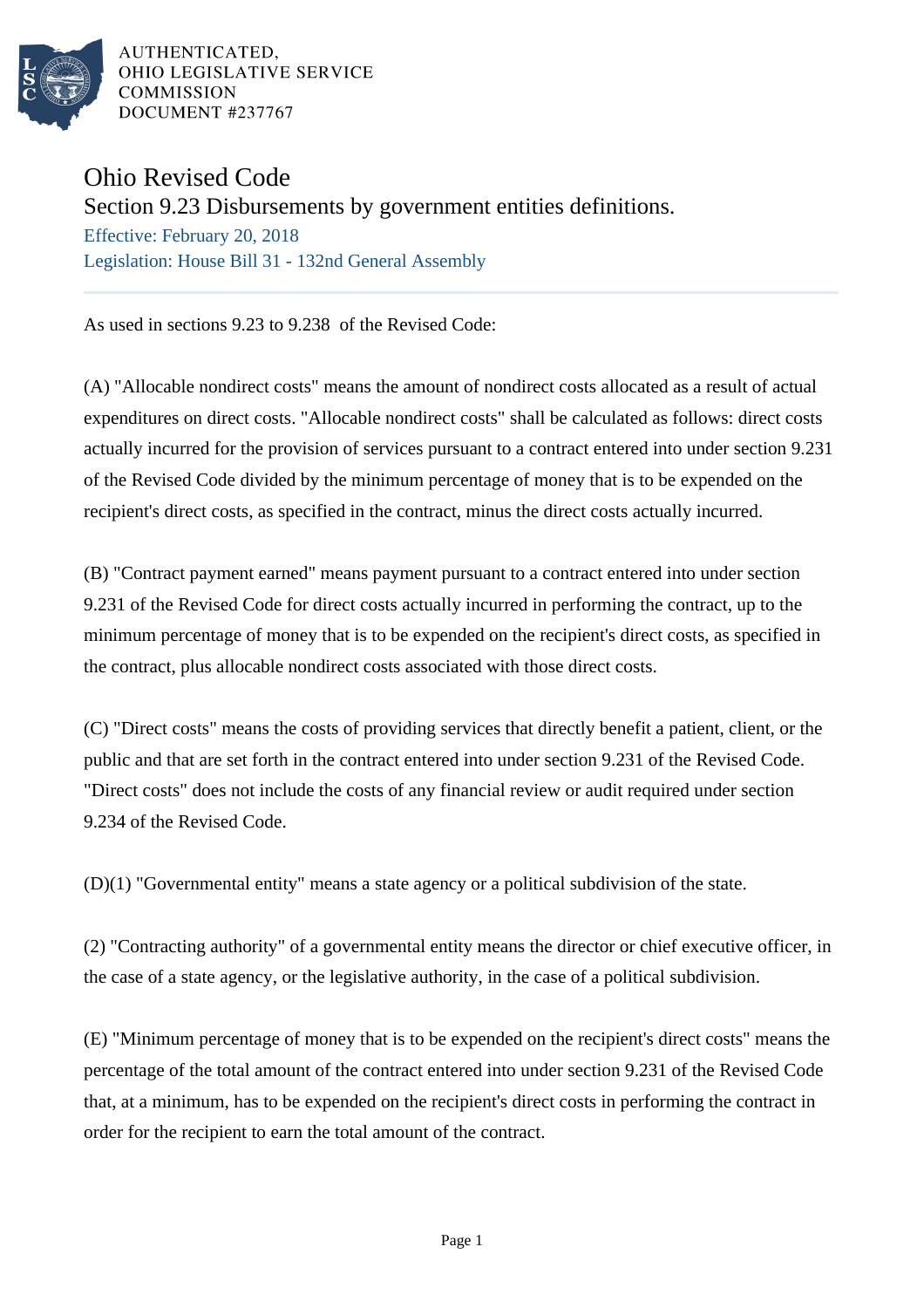AUTHENTICATED, OHIO LEGISLATIVE SERVICE COMMISSION DOCUMENT #237767

# Ohio Revised Code

## Section 9.23 Disbursements by government entities definitions.

Effective: February 20, 2018

Legislation: House Bill 31 - 132nd General Assembly

---

As used in sections 9.23 to 9.238 of the Revised Code:

(A) "Allocable nondirect costs" means the amount of nondirect costs allocated as a result of actual expenditures on direct costs. "Allocable nondirect costs" shall be calculated as follows: direct costs actually incurred for the provision of services pursuant to a contract entered into under section 9.231 of the Revised Code divided by the minimum percentage of money that is to be expended on the recipient's direct costs, as specified in the contract, minus the direct costs actually incurred.

(B) "Contract payment earned" means payment pursuant to a contract entered into under section 9.231 of the Revised Code for direct costs actually incurred in performing the contract, up to the minimum percentage of money that is to be expended on the recipient's direct costs, as specified in the contract, plus allocable nondirect costs associated with those direct costs.

(C) "Direct costs" means the costs of providing services that directly benefit a patient, client, or the public and that are set forth in the contract entered into under section 9.231 of the Revised Code. "Direct costs" does not include the costs of any financial review or audit required under section 9.234 of the Revised Code.

(D)(1) "Governmental entity" means a state agency or a political subdivision of the state.

(2) "Contracting authority" of a governmental entity means the director or chief executive officer, in the case of a state agency, or the legislative authority, in the case of a political subdivision.

(E) "Minimum percentage of money that is to be expended on the recipient's direct costs" means the percentage of the total amount of the contract entered into under section 9.231 of the Revised Code that, at a minimum, has to be expended on the recipient's direct costs in performing the contract in order for the recipient to earn the total amount of the contract.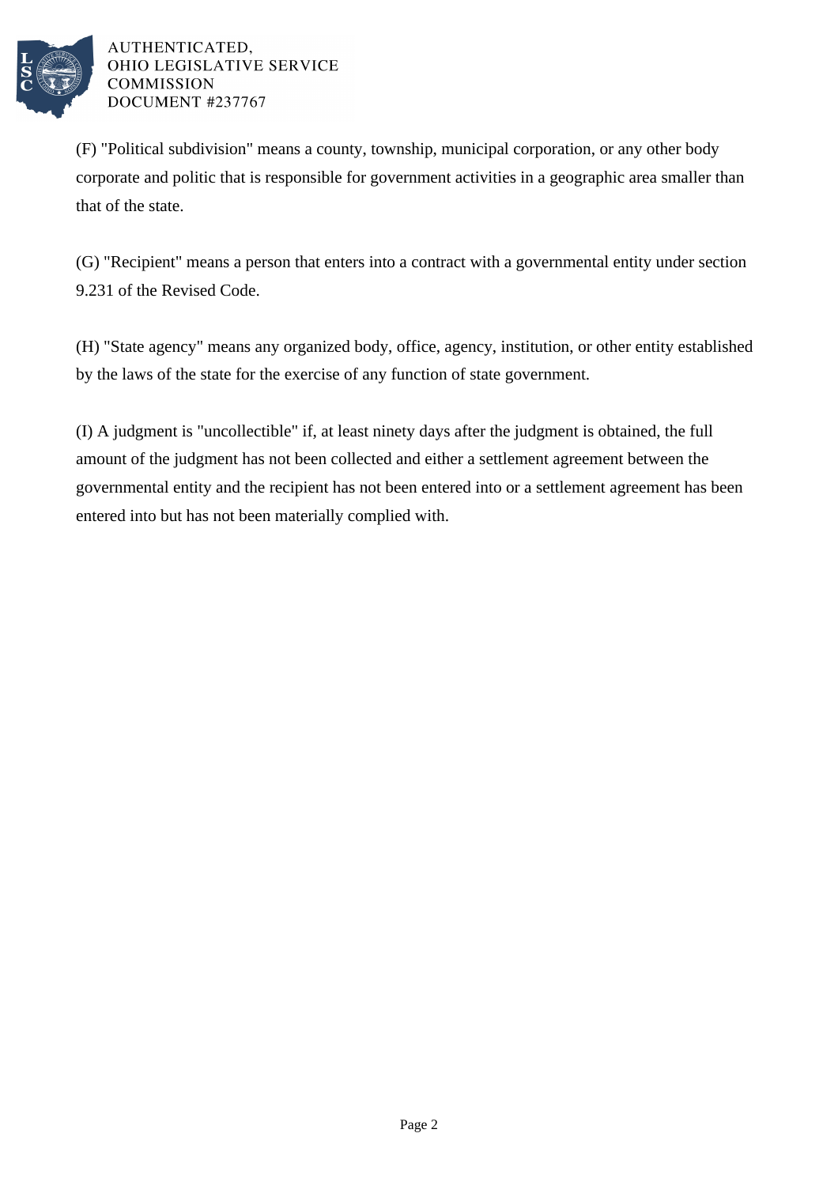(F) "Political subdivision" means a county, township, municipal corporation, or any other body corporate and politic that is responsible for government activities in a geographic area smaller than that of the state.

(G) "Recipient" means a person that enters into a contract with a governmental entity under section 9.231 of the Revised Code.

(H) "State agency" means any organized body, office, agency, institution, or other entity established by the laws of the state for the exercise of any function of state government.

(I) A judgment is "uncollectible" if, at least ninety days after the judgment is obtained, the full amount of the judgment has not been collected and either a settlement agreement between the governmental entity and the recipient has not been entered into or a settlement agreement has been entered into but has not been materially complied with.